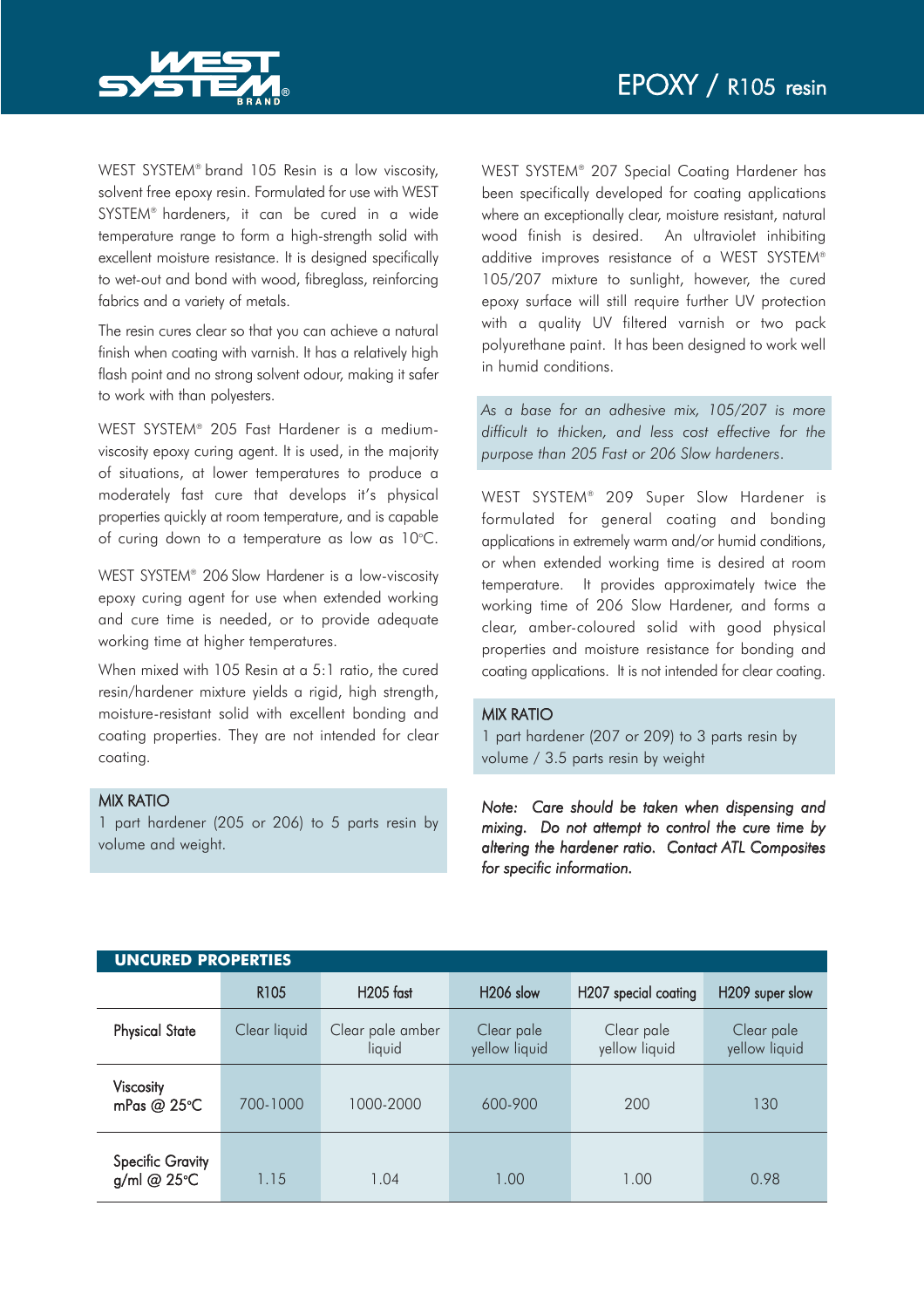# EPOXY / R105 resin

WEST SYSTEM® brand 105 Resin is a low viscosity, solvent free epoxy resin. Formulated for use with WEST SYSTEM® hardeners, it can be cured in a wide temperature range to form a high-strength solid with excellent moisture resistance. It is designed specifically to wet-out and bond with wood, fibreglass, reinforcing fabrics and a variety of metals.

The resin cures clear so that you can achieve a natural finish when coating with varnish. It has a relatively high flash point and no strong solvent odour, making it safer to work with than polyesters.

WEST SYSTEM® 205 Fast Hardener is a medium-viscosity epoxy curing agent. It is used, in the majority of situations, at lower temperatures to produce a moderately fast cure that develops it's physical properties quickly at room temperature, and is capable of curing down to a temperature as low as 10°C.

WEST SYSTEM® 206 Slow Hardener is a low-viscosity epoxy curing agent for use when extended working and cure time is needed, or to provide adequate working time at higher temperatures.

When mixed with 105 Resin at a 5:1 ratio, the cured resin/hardener mixture yields a rigid, high strength, moisture-resistant solid with excellent bonding and coating properties. They are not intended for clear coating.

**MIX RATIO**
1 part hardener (205 or 206) to 5 parts resin by volume and weight.

WEST SYSTEM® 207 Special Coating Hardener has been specifically developed for coating applications where an exceptionally clear, moisture resistant, natural wood finish is desired. An ultraviolet inhibiting additive improves resistance of a WEST SYSTEM® 105/207 mixture to sunlight, however, the cured epoxy surface will still require further UV protection with a quality UV filtered varnish or two pack polyurethane paint. It has been designed to work well in humid conditions.

*As a base for an adhesive mix, 105/207 is more difficult to thicken, and less cost effective for the purpose than 205 Fast or 206 Slow hardeners.*

WEST SYSTEM® 209 Super Slow Hardener is formulated for general coating and bonding applications in extremely warm and/or humid conditions, or when extended working time is desired at room temperature. It provides approximately twice the working time of 206 Slow Hardener, and forms a clear, amber-coloured solid with good physical properties and moisture resistance for bonding and coating applications. It is not intended for clear coating.

**MIX RATIO**
1 part hardener (207 or 209) to 3 parts resin by volume / 3.5 parts resin by weight

***Note:** Care should be taken when dispensing and mixing. Do not attempt to control the cure time by altering the hardener ratio. Contact ATL Composites for specific information.*

## UNCURED PROPERTIES

| | R105 | H205 fast | H206 slow | H207 special coating | H209 super slow |
|---|---|---|---|---|---|
| Physical State | Clear liquid | Clear pale amber liquid | Clear pale yellow liquid | Clear pale yellow liquid | Clear pale yellow liquid |
| Viscosity mPas @ 25°C | 700-1000 | 1000-2000 | 600-900 | 200 | 130 |
| Specific Gravity g/ml @ 25°C | 1.15 | 1.04 | 1.00 | 1.00 | 0.98 |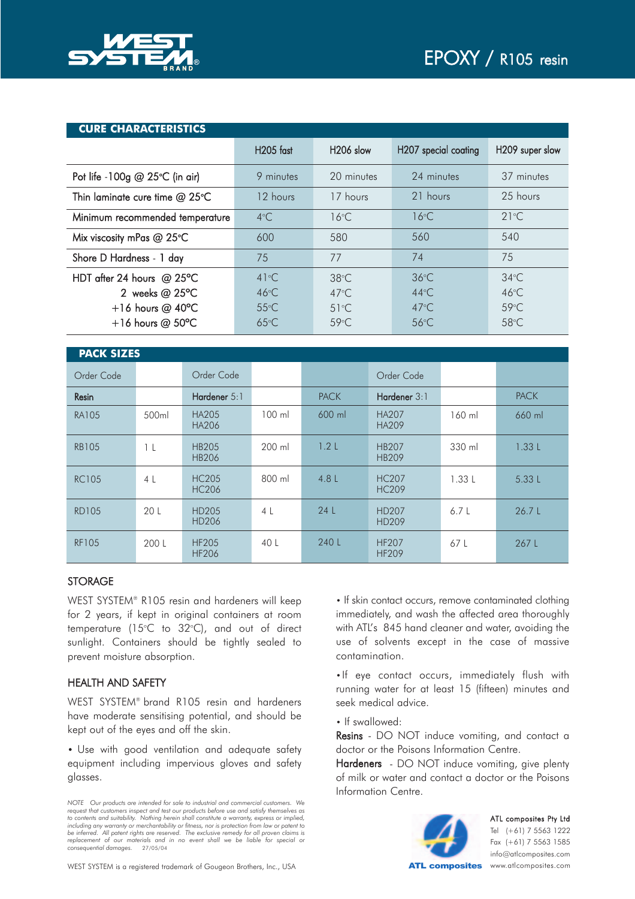# EPOXY / R105 resin

## CURE CHARACTERISTICS

| | H205 fast | H206 slow | H207 special coating | H209 super slow |
|---|---|---|---|---|
| Pot life -100g @ 25°C (in air) | 9 minutes | 20 minutes | 24 minutes | 37 minutes |
| Thin laminate cure time @ 25°C | 12 hours | 17 hours | 21 hours | 25 hours |
| Minimum recommended temperature | 4°C | 16°C | 16°C | 21°C |
| Mix viscosity mPas @ 25°C | 600 | 580 | 560 | 540 |
| Shore D Hardness - 1 day | 75 | 77 | 74 | 75 |
| HDT after 24 hours @ 25°C | 41°C | 38°C | 36°C | 34°C |
| 2 weeks @ 25°C | 46°C | 47°C | 44°C | 46°C |
| +16 hours @ 40°C | 55°C | 51°C | 47°C | 59°C |
| +16 hours @ 50°C | 65°C | 59°C | 56°C | 58°C |

## PACK SIZES

| Order Code | | Order Code | | | Order Code | | |
|---|---|---|---|---|---|---|---|
| **Resin** | | **Hardener** 5:1 | | PACK | **Hardener** 3:1 | | PACK |
| RA105 | 500ml | HA205<br>HA206 | 100 ml | 600 ml | HA207<br>HA209 | 160 ml | 660 ml |
| RB105 | 1 L | HB205<br>HB206 | 200 ml | 1.2 L | HB207<br>HB209 | 330 ml | 1.33 L |
| RC105 | 4 L | HC205<br>HC206 | 800 ml | 4.8 L | HC207<br>HC209 | 1.33 L | 5.33 L |
| RD105 | 20 L | HD205<br>HD206 | 4 L | 24 L | HD207<br>HD209 | 6.7 L | 26.7 L |
| RF105 | 200 L | HF205<br>HF206 | 40 L | 240 L | HF207<br>HF209 | 67 L | 267 L |

### STORAGE

WEST SYSTEM® R105 resin and hardeners will keep for 2 years, if kept in original containers at room temperature (15°C to 32°C), and out of direct sunlight. Containers should be tightly sealed to prevent moisture absorption.

### HEALTH AND SAFETY

WEST SYSTEM® brand R105 resin and hardeners have moderate sensitising potential, and should be kept out of the eyes and off the skin.

- Use with good ventilation and adequate safety equipment including impervious gloves and safety glasses.
- If skin contact occurs, remove contaminated clothing immediately, and wash the affected area thoroughly with ATL's 845 hand cleaner and water, avoiding the use of solvents except in the case of massive contamination.
- If eye contact occurs, immediately flush with running water for at least 15 (fifteen) minutes and seek medical advice.
- If swallowed:

**Resins** - DO NOT induce vomiting, and contact a doctor or the Poisons Information Centre.

**Hardeners** - DO NOT induce vomiting, give plenty of milk or water and contact a doctor or the Poisons Information Centre.

*NOTE Our products are intended for sale to industrial and commercial customers. We request that customers inspect and test our products before use and satisfy themselves as to contents and suitability. Nothing herein shall constitute a warranty, express or implied, including any warranty or merchantability or fitness, nor is protection from law or patent to be inferred. All patent rights are reserved. The exclusive remedy for all proven claims is replacement of our materials and in no event shall we be liable for special or consequential damages. 27/05/04*

WEST SYSTEM is a registered trademark of Gougeon Brothers, Inc., USA

ATL composites

ATL composites Pty Ltd
Tel (+61) 7 5563 1222
Fax (+61) 7 5563 1585
info@atlcomposites.com
www.atlcomposites.com